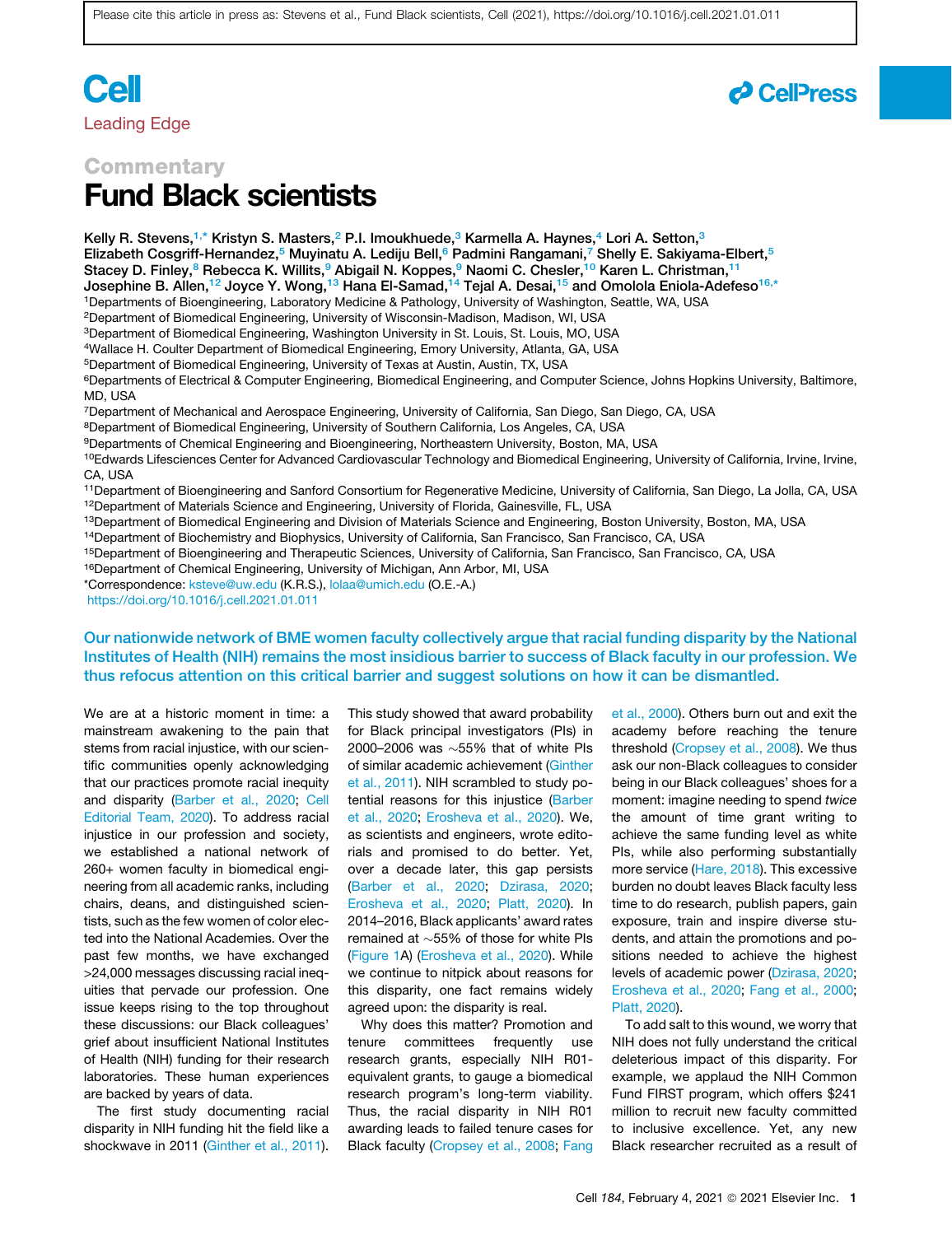Commentary

# Fund Black scientists

Kelly R. Stevens,[1,*] Kristyn S. Masters,[2] P.I. Imoukhuede,[3] Karmella A. Haynes,[4] Lori A. Setton,[3] Elizabeth Cosgriff-Hernandez,[5] Muyinatu A. Lediju Bell,[6] Padmini Rangamani,[7] Shelly E. Sakiyama-Elbert,[5] Stacey D. Finley,[8] Rebecca K. Willits,[9] Abigail N. Koppes,[9] Naomi C. Chesler,[10] Karen L. Christman,[11] Josephine B. Allen,[12] Joyce Y. Wong,[13] Hana El-Samad,[14] Tejal A. Desai,[15] and Omolola Eniola-Adefeso[16,*]

[1]Departments of Bioengineering, Laboratory Medicine & Pathology, University of Washington, Seattle, WA, USA
[2]Department of Biomedical Engineering, University of Wisconsin-Madison, Madison, WI, USA
[3]Department of Biomedical Engineering, Washington University in St. Louis, St. Louis, MO, USA
[4]Wallace H. Coulter Department of Biomedical Engineering, Emory University, Atlanta, GA, USA
[5]Department of Biomedical Engineering, University of Texas at Austin, Austin, TX, USA
[6]Departments of Electrical & Computer Engineering, Biomedical Engineering, and Computer Science, Johns Hopkins University, Baltimore, MD, USA
[7]Department of Mechanical and Aerospace Engineering, University of California, San Diego, San Diego, CA, USA
[8]Department of Biomedical Engineering, University of Southern California, Los Angeles, CA, USA
[9]Departments of Chemical Engineering and Bioengineering, Northeastern University, Boston, MA, USA
[10]Edwards Lifesciences Center for Advanced Cardiovascular Technology and Biomedical Engineering, University of California, Irvine, Irvine, CA, USA
[11]Department of Bioengineering and Sanford Consortium for Regenerative Medicine, University of California, San Diego, La Jolla, CA, USA
[12]Department of Materials Science and Engineering, University of Florida, Gainesville, FL, USA
[13]Department of Biomedical Engineering and Division of Materials Science and Engineering, Boston University, Boston, MA, USA
[14]Department of Biochemistry and Biophysics, University of California, San Francisco, San Francisco, CA, USA
[15]Department of Bioengineering and Therapeutic Sciences, University of California, San Francisco, San Francisco, CA, USA
[16]Department of Chemical Engineering, University of Michigan, Ann Arbor, MI, USA
*Correspondence: ksteve@uw.edu (K.R.S.), lolaa@umich.edu (O.E.-A.)
https://doi.org/10.1016/j.cell.2021.01.011

**Our nationwide network of BME women faculty collectively argue that racial funding disparity by the National Institutes of Health (NIH) remains the most insidious barrier to success of Black faculty in our profession. We thus refocus attention on this critical barrier and suggest solutions on how it can be dismantled.**

We are at a historic moment in time: a mainstream awakening to the pain that stems from racial injustice, with our scientific communities openly acknowledging that our practices promote racial inequity and disparity (Barber et al., 2020; Cell Editorial Team, 2020). To address racial injustice in our profession and society, we established a national network of 260+ women faculty in biomedical engineering from all academic ranks, including chairs, deans, and distinguished scientists, such as the few women of color elected into the National Academies. Over the past few months, we have exchanged >24,000 messages discussing racial inequities that pervade our profession. One issue keeps rising to the top throughout these discussions: our Black colleagues' grief about insufficient National Institutes of Health (NIH) funding for their research laboratories. These human experiences are backed by years of data.

The first study documenting racial disparity in NIH funding hit the field like a shockwave in 2011 (Ginther et al., 2011). This study showed that award probability for Black principal investigators (PIs) in 2000–2006 was ~55% that of white PIs of similar academic achievement (Ginther et al., 2011). NIH scrambled to study potential reasons for this injustice (Barber et al., 2020; Erosheva et al., 2020). We, as scientists and engineers, wrote editorials and promised to do better. Yet, over a decade later, this gap persists (Barber et al., 2020; Dzirasa, 2020; Erosheva et al., 2020; Platt, 2020). In 2014–2016, Black applicants' award rates remained at ~55% of those for white PIs (Figure 1A) (Erosheva et al., 2020). While we continue to nitpick about reasons for this disparity, one fact remains widely agreed upon: the disparity is real.

Why does this matter? Promotion and tenure committees frequently use research grants, especially NIH R01-equivalent grants, to gauge a biomedical research program's long-term viability. Thus, the racial disparity in NIH R01 awarding leads to failed tenure cases for Black faculty (Cropsey et al., 2008; Fang et al., 2000). Others burn out and exit the academy before reaching the tenure threshold (Cropsey et al., 2008). We thus ask our non-Black colleagues to consider being in our Black colleagues' shoes for a moment: imagine needing to spend *twice* the amount of time grant writing to achieve the same funding level as white PIs, while also performing substantially more service (Hare, 2018). This excessive burden no doubt leaves Black faculty less time to do research, publish papers, gain exposure, train and inspire diverse students, and attain the promotions and positions needed to achieve the highest levels of academic power (Dzirasa, 2020; Erosheva et al., 2020; Fang et al., 2000; Platt, 2020).

To add salt to this wound, we worry that NIH does not fully understand the critical deleterious impact of this disparity. For example, we applaud the NIH Common Fund FIRST program, which offers $241 million to recruit new faculty committed to inclusive excellence. Yet, any new Black researcher recruited as a result of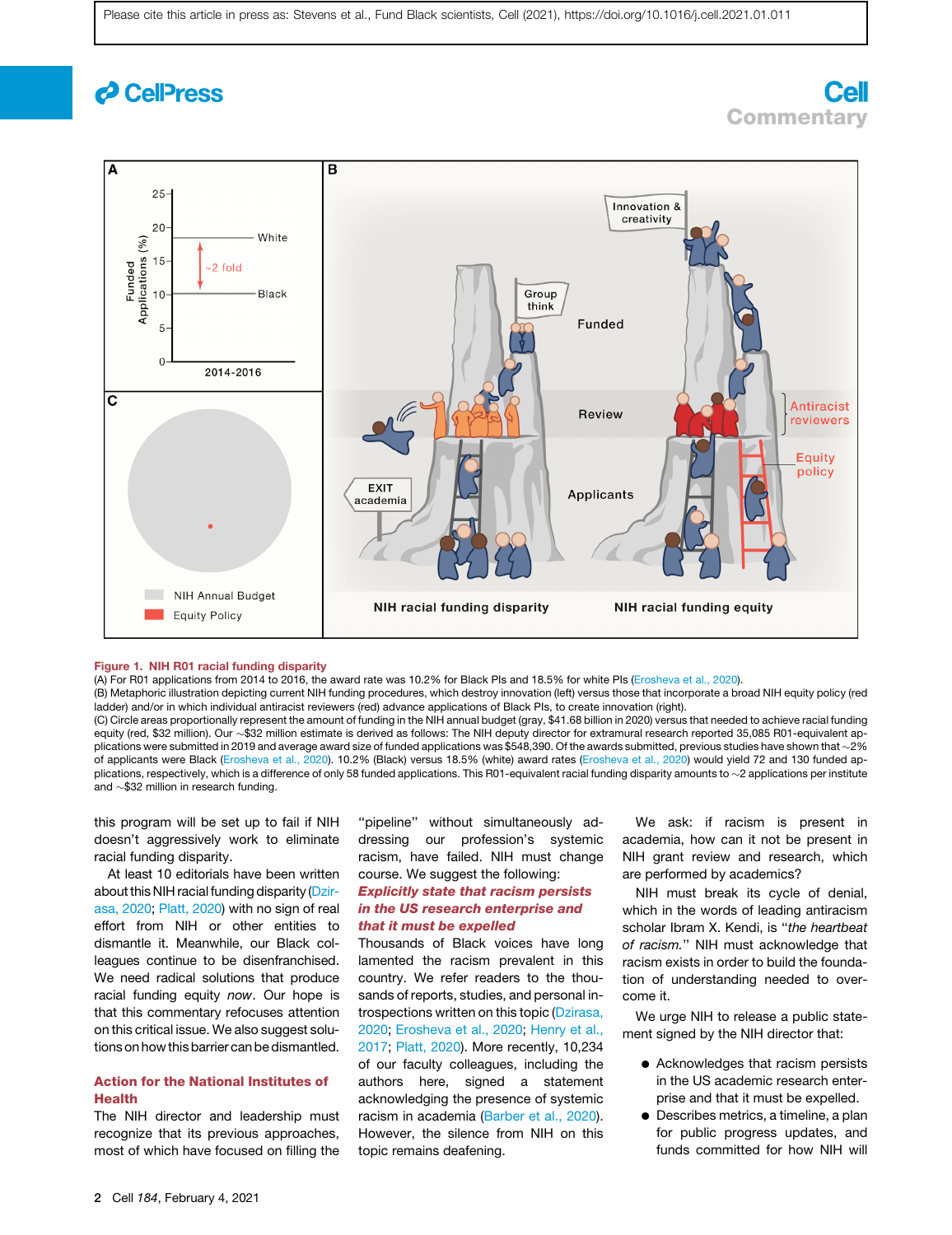**Figure 1. NIH R01 racial funding disparity**

(A) For R01 applications from 2014 to 2016, the award rate was 10.2% for Black PIs and 18.5% for white PIs (Erosheva et al., 2020).

(B) Metaphoric illustration depicting current NIH funding procedures, which destroy innovation (left) versus those that incorporate a broad NIH equity policy (red ladder) and/or in which individual antiracist reviewers (red) advance applications of Black PIs, to create innovation (right).

(C) Circle areas proportionally represent the amount of funding in the NIH annual budget (gray, \$41.68 billion in 2020) versus that needed to achieve racial funding equity (red, \$32 million). Our ~\$32 million estimate is derived as follows: The NIH deputy director for extramural research reported 35,085 R01-equivalent applications were submitted in 2019 and average award size of funded applications was \$548,390. Of the awards submitted, previous studies have shown that ~2% of applicants were Black (Erosheva et al., 2020). 10.2% (Black) versus 18.5% (white) award rates (Erosheva et al., 2020) would yield 72 and 130 funded applications, respectively, which is a difference of only 58 funded applications. This R01-equivalent racial funding disparity amounts to ~2 applications per institute and ~\$32 million in research funding.

this program will be set up to fail if NIH doesn't aggressively work to eliminate racial funding disparity.

At least 10 editorials have been written about this NIH racial funding disparity (Dzirasa, 2020; Platt, 2020) with no sign of real effort from NIH or other entities to dismantle it. Meanwhile, our Black colleagues continue to be disenfranchised. We need radical solutions that produce racial funding equity *now*. Our hope is that this commentary refocuses attention on this critical issue. We also suggest solutions on how this barrier can be dismantled.

## Action for the National Institutes of Health

The NIH director and leadership must recognize that its previous approaches, most of which have focused on filling the "pipeline" without simultaneously addressing our profession's systemic racism, have failed. NIH must change course. We suggest the following:

### *Explicitly state that racism persists in the US research enterprise and that it must be expelled*

Thousands of Black voices have long lamented the racism prevalent in this country. We refer readers to the thousands of reports, studies, and personal introspections written on this topic (Dzirasa, 2020; Erosheva et al., 2020; Henry et al., 2017; Platt, 2020). More recently, 10,234 of our faculty colleagues, including the authors here, signed a statement acknowledging the presence of systemic racism in academia (Barber et al., 2020). However, the silence from NIH on this topic remains deafening.

We ask: if racism is present in academia, how can it not be present in NIH grant review and research, which are performed by academics?

NIH must break its cycle of denial, which in the words of leading antiracism scholar Ibram X. Kendi, is "*the heartbeat of racism.*" NIH must acknowledge that racism exists in order to build the foundation of understanding needed to overcome it.

We urge NIH to release a public statement signed by the NIH director that:

- Acknowledges that racism persists in the US academic research enterprise and that it must be expelled.
- Describes metrics, a timeline, a plan for public progress updates, and funds committed for how NIH will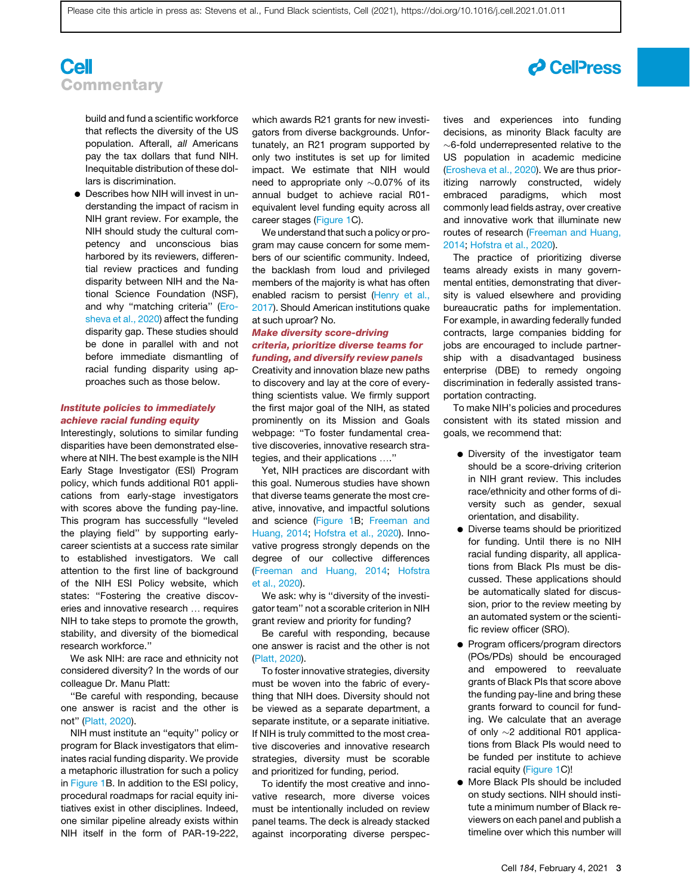build and fund a scientific workforce that reflects the diversity of the US population. Afterall, *all* Americans pay the tax dollars that fund NIH. Inequitable distribution of these dollars is discrimination.

- Describes how NIH will invest in understanding the impact of racism in NIH grant review. For example, the NIH should study the cultural competency and unconscious bias harbored by its reviewers, differential review practices and funding disparity between NIH and the National Science Foundation (NSF), and why "matching criteria" (Erosheva et al., 2020) affect the funding disparity gap. These studies should be done in parallel with and not before immediate dismantling of racial funding disparity using approaches such as those below.

### Institute policies to immediately achieve racial funding equity

Interestingly, solutions to similar funding disparities have been demonstrated elsewhere at NIH. The best example is the NIH Early Stage Investigator (ESI) Program policy, which funds additional R01 applications from early-stage investigators with scores above the funding pay-line. This program has successfully "leveled the playing field" by supporting early-career scientists at a success rate similar to established investigators. We call attention to the first line of background of the NIH ESI Policy website, which states: "Fostering the creative discoveries and innovative research … requires NIH to take steps to promote the growth, stability, and diversity of the biomedical research workforce."

We ask NIH: are race and ethnicity not considered diversity? In the words of our colleague Dr. Manu Platt:

"Be careful with responding, because one answer is racist and the other is not" (Platt, 2020).

NIH must institute an "equity" policy or program for Black investigators that eliminates racial funding disparity. We provide a metaphoric illustration for such a policy in Figure 1B. In addition to the ESI policy, procedural roadmaps for racial equity initiatives exist in other disciplines. Indeed, one similar pipeline already exists within NIH itself in the form of PAR-19-222, which awards R21 grants for new investigators from diverse backgrounds. Unfortunately, an R21 program supported by only two institutes is set up for limited impact. We estimate that NIH would need to appropriate only ~0.07% of its annual budget to achieve racial R01-equivalent level funding equity across all career stages (Figure 1C).

We understand that such a policy or program may cause concern for some members of our scientific community. Indeed, the backlash from loud and privileged members of the majority is what has often enabled racism to persist (Henry et al., 2017). Should American institutions quake at such uproar? No.

### Make diversity score-driving criteria, prioritize diverse teams for funding, and diversify review panels

Creativity and innovation blaze new paths to discovery and lay at the core of everything scientists value. We firmly support the first major goal of the NIH, as stated prominently on its Mission and Goals webpage: "To foster fundamental creative discoveries, innovative research strategies, and their applications …."

Yet, NIH practices are discordant with this goal. Numerous studies have shown that diverse teams generate the most creative, innovative, and impactful solutions and science (Figure 1B; Freeman and Huang, 2014; Hofstra et al., 2020). Innovative progress strongly depends on the degree of our collective differences (Freeman and Huang, 2014; Hofstra et al., 2020).

We ask: why is "diversity of the investigator team" not a scorable criterion in NIH grant review and priority for funding?

Be careful with responding, because one answer is racist and the other is not (Platt, 2020).

To foster innovative strategies, diversity must be woven into the fabric of everything that NIH does. Diversity should not be viewed as a separate department, a separate institute, or a separate initiative. If NIH is truly committed to the most creative discoveries and innovative research strategies, diversity must be scorable and prioritized for funding, period.

To identify the most creative and innovative research, more diverse voices must be intentionally included on review panel teams. The deck is already stacked against incorporating diverse perspectives and experiences into funding decisions, as minority Black faculty are ~6-fold underrepresented relative to the US population in academic medicine (Erosheva et al., 2020). We are thus prioritizing narrowly constructed, widely embraced paradigms, which most commonly lead fields astray, over creative and innovative work that illuminate new routes of research (Freeman and Huang, 2014; Hofstra et al., 2020).

The practice of prioritizing diverse teams already exists in many governmental entities, demonstrating that diversity is valued elsewhere and providing bureaucratic paths for implementation. For example, in awarding federally funded contracts, large companies bidding for jobs are encouraged to include partnership with a disadvantaged business enterprise (DBE) to remedy ongoing discrimination in federally assisted transportation contracting.

To make NIH's policies and procedures consistent with its stated mission and goals, we recommend that:

- Diversity of the investigator team should be a score-driving criterion in NIH grant review. This includes race/ethnicity and other forms of diversity such as gender, sexual orientation, and disability.
- Diverse teams should be prioritized for funding. Until there is no NIH racial funding disparity, all applications from Black PIs must be discussed. These applications should be automatically slated for discussion, prior to the review meeting by an automated system or the scientific review officer (SRO).
- Program officers/program directors (POs/PDs) should be encouraged and empowered to reevaluate grants of Black PIs that score above the funding pay-line and bring these grants forward to council for funding. We calculate that an average of only ~2 additional R01 applications from Black PIs would need to be funded per institute to achieve racial equity (Figure 1C)!
- More Black PIs should be included on study sections. NIH should institute a minimum number of Black reviewers on each panel and publish a timeline over which this number will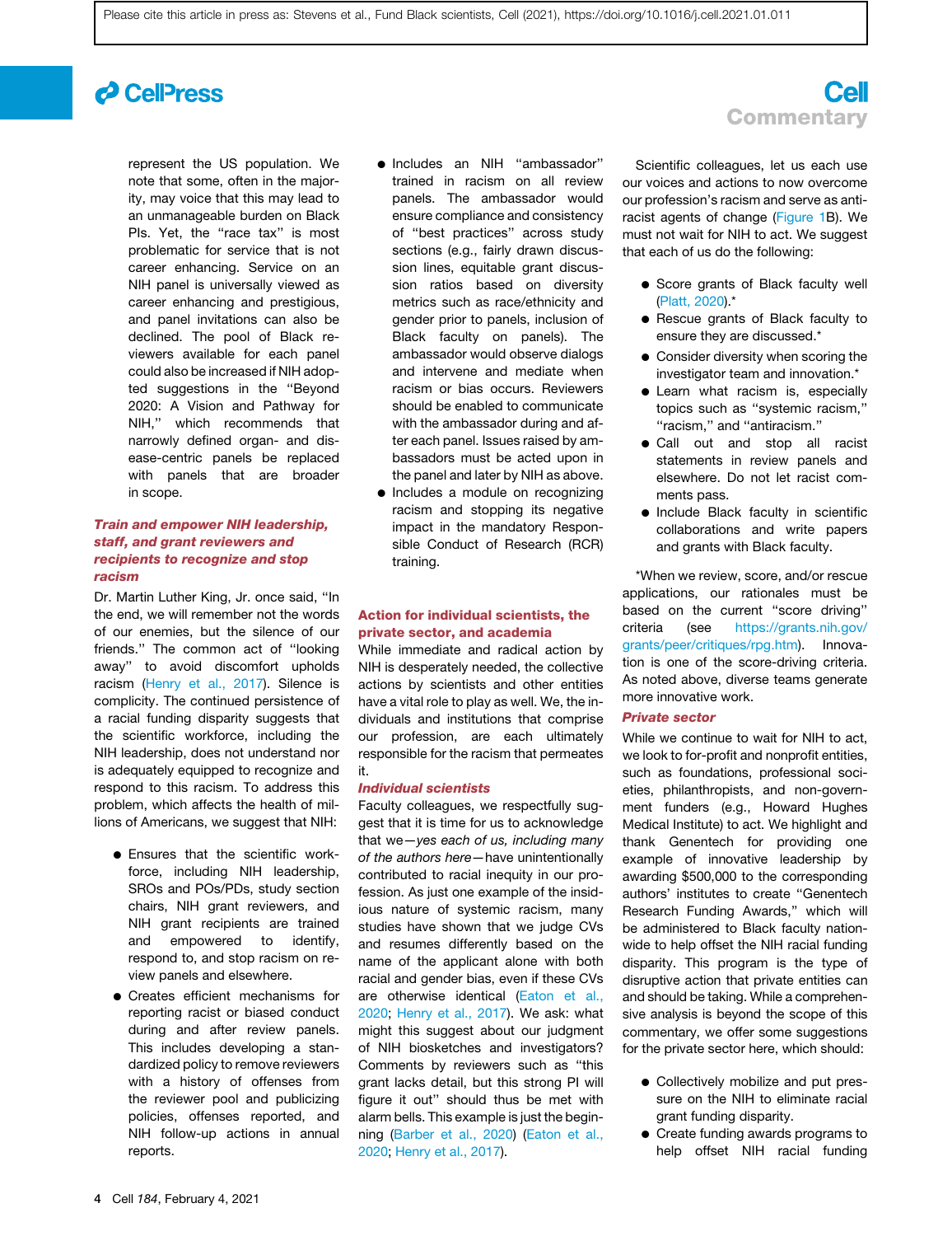represent the US population. We note that some, often in the majority, may voice that this may lead to an unmanageable burden on Black PIs. Yet, the ''race tax'' is most problematic for service that is not career enhancing. Service on an NIH panel is universally viewed as career enhancing and prestigious, and panel invitations can also be declined. The pool of Black reviewers available for each panel could also be increased if NIH adopted suggestions in the ''Beyond 2020: A Vision and Pathway for NIH,'' which recommends that narrowly defined organ- and disease-centric panels be replaced with panels that are broader in scope.

### *Train and empower NIH leadership, staff, and grant reviewers and recipients to recognize and stop racism*

Dr. Martin Luther King, Jr. once said, ''In the end, we will remember not the words of our enemies, but the silence of our friends.'' The common act of ''looking away'' to avoid discomfort upholds racism (Henry et al., 2017). Silence is complicity. The continued persistence of a racial funding disparity suggests that the scientific workforce, including the NIH leadership, does not understand nor is adequately equipped to recognize and respond to this racism. To address this problem, which affects the health of millions of Americans, we suggest that NIH:

- Ensures that the scientific workforce, including NIH leadership, SROs and POs/PDs, study section chairs, NIH grant reviewers, and NIH grant recipients are trained and empowered to identify, respond to, and stop racism on review panels and elsewhere.
- Creates efficient mechanisms for reporting racist or biased conduct during and after review panels. This includes developing a standardized policy to remove reviewers with a history of offenses from the reviewer pool and publicizing policies, offenses reported, and NIH follow-up actions in annual reports.
- Includes an NIH ''ambassador'' trained in racism on all review panels. The ambassador would ensure compliance and consistency of ''best practices'' across study sections (e.g., fairly drawn discussion lines, equitable grant discussion ratios based on diversity metrics such as race/ethnicity and gender prior to panels, inclusion of Black faculty on panels). The ambassador would observe dialogs and intervene and mediate when racism or bias occurs. Reviewers should be enabled to communicate with the ambassador during and after each panel. Issues raised by ambassadors must be acted upon in the panel and later by NIH as above.
- Includes a module on recognizing racism and stopping its negative impact in the mandatory Responsible Conduct of Research (RCR) training.

## Action for individual scientists, the private sector, and academia

While immediate and radical action by NIH is desperately needed, the collective actions by scientists and other entities have a vital role to play as well. We, the individuals and institutions that comprise our profession, are each ultimately responsible for the racism that permeates it.

### *Individual scientists*

Faculty colleagues, we respectfully suggest that it is time for us to acknowledge that we—*yes each of us, including many of the authors here*—have unintentionally contributed to racial inequity in our profession. As just one example of the insidious nature of systemic racism, many studies have shown that we judge CVs and resumes differently based on the name of the applicant alone with both racial and gender bias, even if these CVs are otherwise identical (Eaton et al., 2020; Henry et al., 2017). We ask: what might this suggest about our judgment of NIH biosketches and investigators? Comments by reviewers such as ''this grant lacks detail, but this strong PI will figure it out'' should thus be met with alarm bells. This example is just the beginning (Barber et al., 2020) (Eaton et al., 2020; Henry et al., 2017).

Scientific colleagues, let us each use our voices and actions to now overcome our profession's racism and serve as antiracist agents of change (Figure 1B). We must not wait for NIH to act. We suggest that each of us do the following:

- Score grants of Black faculty well (Platt, 2020).*
- Rescue grants of Black faculty to ensure they are discussed.*
- Consider diversity when scoring the investigator team and innovation.*
- Learn what racism is, especially topics such as ''systemic racism,'' ''racism,'' and ''antiracism.''
- Call out and stop all racist statements in review panels and elsewhere. Do not let racist comments pass.
- Include Black faculty in scientific collaborations and write papers and grants with Black faculty.

*When we review, score, and/or rescue applications, our rationales must be based on the current ''score driving'' criteria (see https://grants.nih.gov/grants/peer/critiques/rpg.htm). Innovation is one of the score-driving criteria. As noted above, diverse teams generate more innovative work.

### *Private sector*

While we continue to wait for NIH to act, we look to for-profit and nonprofit entities, such as foundations, professional societies, philanthropists, and non-government funders (e.g., Howard Hughes Medical Institute) to act. We highlight and thank Genentech for providing one example of innovative leadership by awarding $500,000 to the corresponding authors' institutes to create ''Genentech Research Funding Awards,'' which will be administered to Black faculty nationwide to help offset the NIH racial funding disparity. This program is the type of disruptive action that private entities can and should be taking. While a comprehensive analysis is beyond the scope of this commentary, we offer some suggestions for the private sector here, which should:

- Collectively mobilize and put pressure on the NIH to eliminate racial grant funding disparity.
- Create funding awards programs to help offset NIH racial funding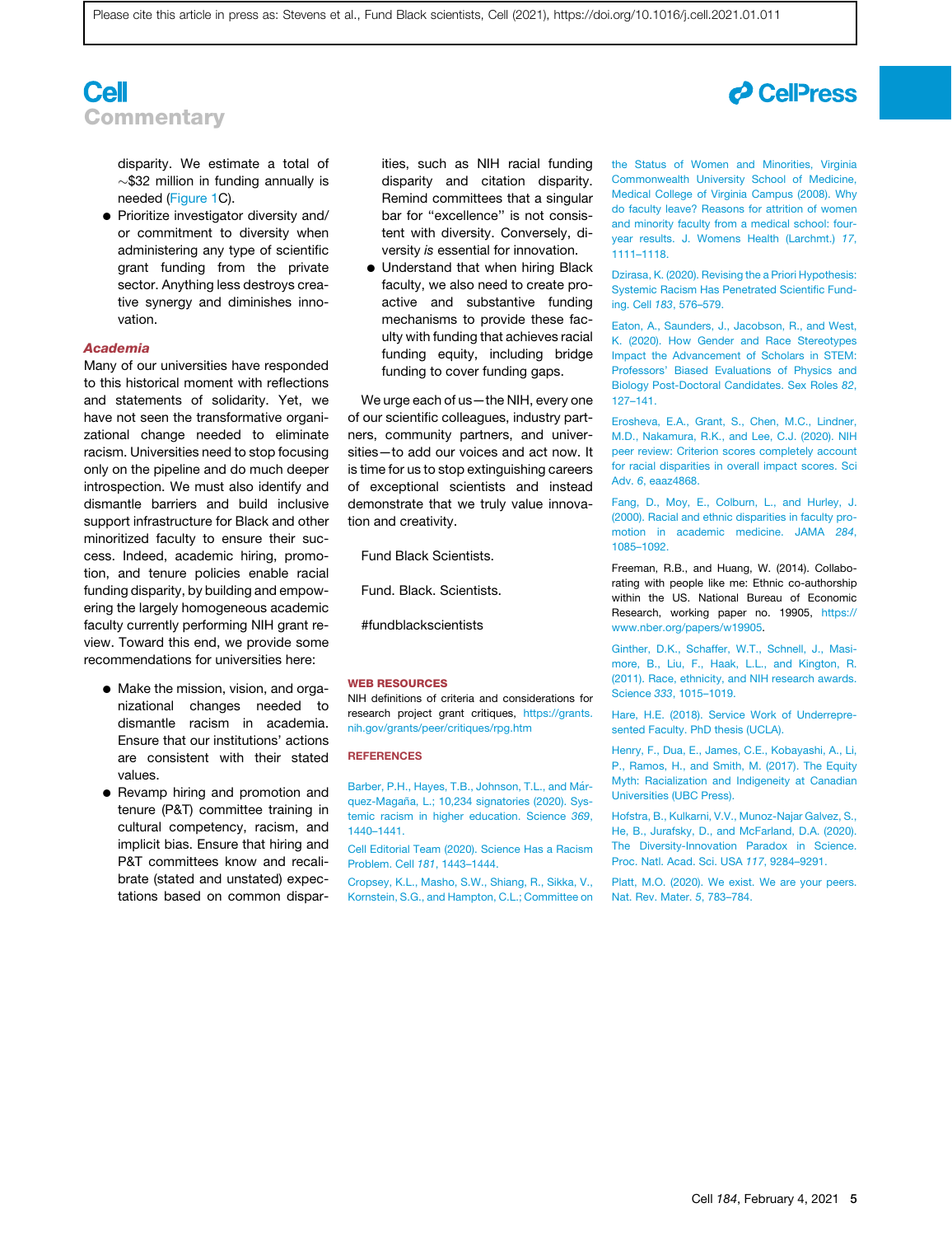disparity. We estimate a total of ~$32 million in funding annually is needed (Figure 1C).

- Prioritize investigator diversity and/or commitment to diversity when administering any type of scientific grant funding from the private sector. Anything less destroys creative synergy and diminishes innovation.

### Academia

Many of our universities have responded to this historical moment with reflections and statements of solidarity. Yet, we have not seen the transformative organizational change needed to eliminate racism. Universities need to stop focusing only on the pipeline and do much deeper introspection. We must also identify and dismantle barriers and build inclusive support infrastructure for Black and other minoritized faculty to ensure their success. Indeed, academic hiring, promotion, and tenure policies enable racial funding disparity, by building and empowering the largely homogeneous academic faculty currently performing NIH grant review. Toward this end, we provide some recommendations for universities here:

- Make the mission, vision, and organizational changes needed to dismantle racism in academia. Ensure that our institutions' actions are consistent with their stated values.
- Revamp hiring and promotion and tenure (P&T) committee training in cultural competency, racism, and implicit bias. Ensure that hiring and P&T committees know and recalibrate (stated and unstated) expectations based on common disparities, such as NIH racial funding disparity and citation disparity. Remind committees that a singular bar for "excellence" is not consistent with diversity. Conversely, diversity *is* essential for innovation.
- Understand that when hiring Black faculty, we also need to create proactive and substantive funding mechanisms to provide these faculty with funding that achieves racial funding equity, including bridge funding to cover funding gaps.

We urge each of us—the NIH, every one of our scientific colleagues, industry partners, community partners, and universities—to add our voices and act now. It is time for us to stop extinguishing careers of exceptional scientists and instead demonstrate that we truly value innovation and creativity.

Fund Black Scientists.

Fund. Black. Scientists.

#fundblackscientists

## WEB RESOURCES

NIH definitions of criteria and considerations for research project grant critiques, https://grants.nih.gov/grants/peer/critiques/rpg.htm

## REFERENCES

Barber, P.H., Hayes, T.B., Johnson, T.L., and Márquez-Magaña, L.; 10,234 signatories (2020). Systemic racism in higher education. Science *369*, 1440–1441.

Cell Editorial Team (2020). Science Has a Racism Problem. Cell *181*, 1443–1444.

Cropsey, K.L., Masho, S.W., Shiang, R., Sikka, V., Kornstein, S.G., and Hampton, C.L.; Committee on the Status of Women and Minorities, Virginia Commonwealth University School of Medicine, Medical College of Virginia Campus (2008). Why do faculty leave? Reasons for attrition of women and minority faculty from a medical school: four-year results. J. Womens Health (Larchmt.) *17*, 1111–1118.

Dzirasa, K. (2020). Revising the a Priori Hypothesis: Systemic Racism Has Penetrated Scientific Funding. Cell *183*, 576–579.

Eaton, A., Saunders, J., Jacobson, R., and West, K. (2020). How Gender and Race Stereotypes Impact the Advancement of Scholars in STEM: Professors' Biased Evaluations of Physics and Biology Post-Doctoral Candidates. Sex Roles *82*, 127–141.

Erosheva, E.A., Grant, S., Chen, M.C., Lindner, M.D., Nakamura, R.K., and Lee, C.J. (2020). NIH peer review: Criterion scores completely account for racial disparities in overall impact scores. Sci Adv. *6*, eaaz4868.

Fang, D., Moy, E., Colburn, L., and Hurley, J. (2000). Racial and ethnic disparities in faculty promotion in academic medicine. JAMA *284*, 1085–1092.

Freeman, R.B., and Huang, W. (2014). Collaborating with people like me: Ethnic co-authorship within the US. National Bureau of Economic Research, working paper no. 19905, https://www.nber.org/papers/w19905.

Ginther, D.K., Schaffer, W.T., Schnell, J., Masimore, B., Liu, F., Haak, L.L., and Kington, R. (2011). Race, ethnicity, and NIH research awards. Science *333*, 1015–1019.

Hare, H.E. (2018). Service Work of Underrepresented Faculty. PhD thesis (UCLA).

Henry, F., Dua, E., James, C.E., Kobayashi, A., Li, P., Ramos, H., and Smith, M. (2017). The Equity Myth: Racialization and Indigeneity at Canadian Universities (UBC Press).

Hofstra, B., Kulkarni, V.V., Munoz-Najar Galvez, S., He, B., Jurafsky, D., and McFarland, D.A. (2020). The Diversity-Innovation Paradox in Science. Proc. Natl. Acad. Sci. USA *117*, 9284–9291.

Platt, M.O. (2020). We exist. We are your peers. Nat. Rev. Mater. *5*, 783–784.